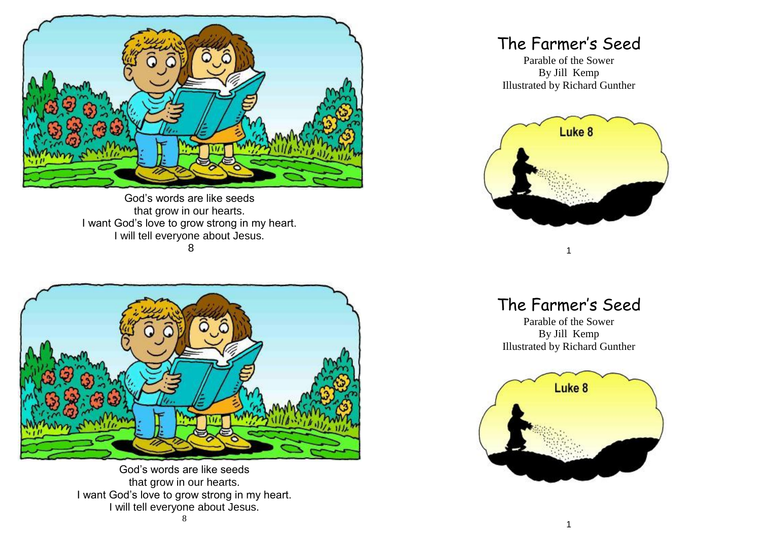God's words are like seeds
that grow in our hearts.
I want God's love to grow strong in my heart.
I will tell everyone about Jesus.

# The Farmer's Seed

Parable of the Sower
By Jill Kemp
Illustrated by Richard Gunther

Luke 8

God's words are like seeds
that grow in our hearts.
I want God's love to grow strong in my heart.
I will tell everyone about Jesus.

# The Farmer's Seed

Parable of the Sower
By Jill Kemp
Illustrated by Richard Gunther

Luke 8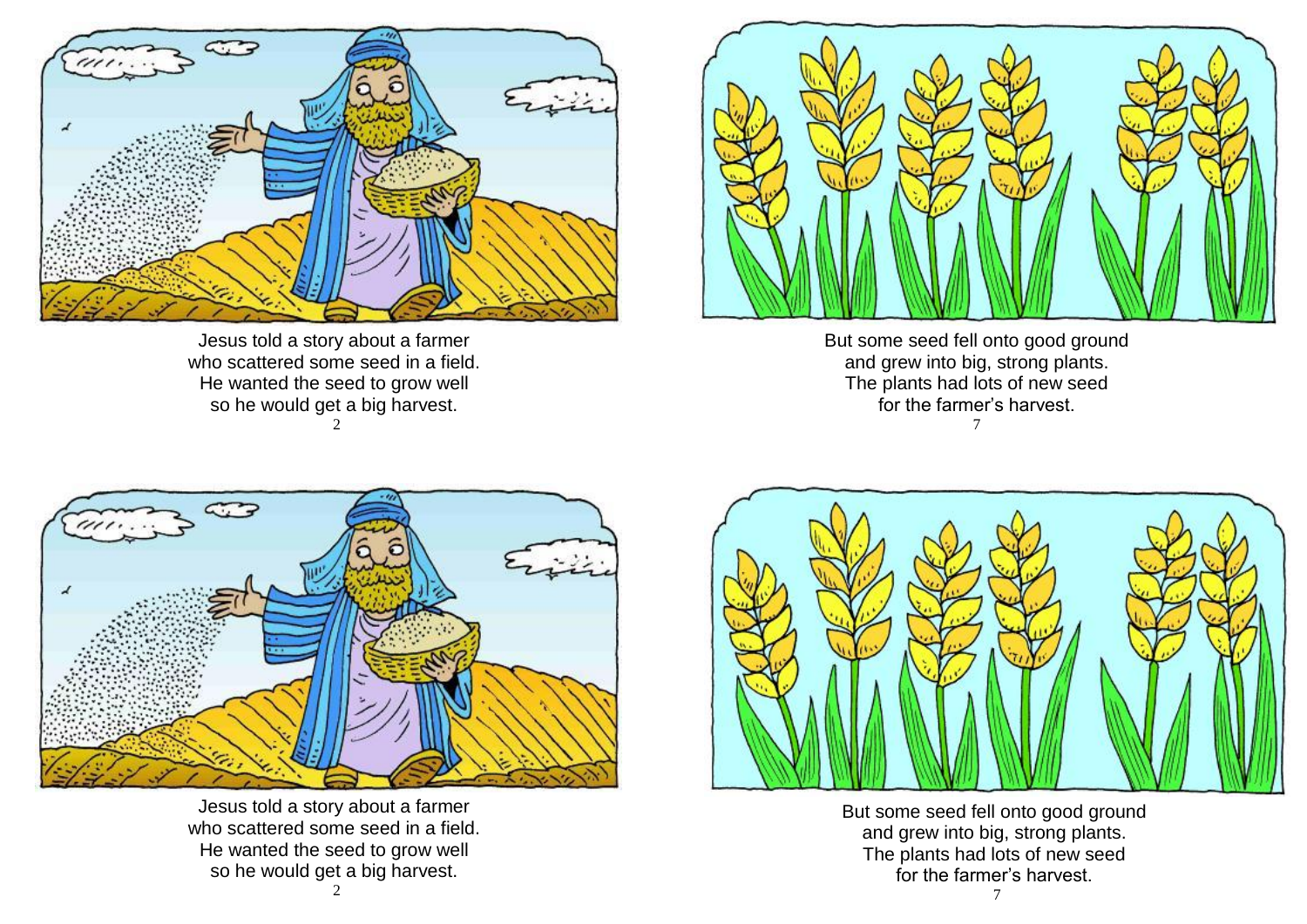Jesus told a story about a farmer who scattered some seed in a field. He wanted the seed to grow well so he would get a big harvest.

But some seed fell onto good ground and grew into big, strong plants. The plants had lots of new seed for the farmer's harvest.

Jesus told a story about a farmer who scattered some seed in a field. He wanted the seed to grow well so he would get a big harvest.

But some seed fell onto good ground and grew into big, strong plants. The plants had lots of new seed for the farmer's harvest.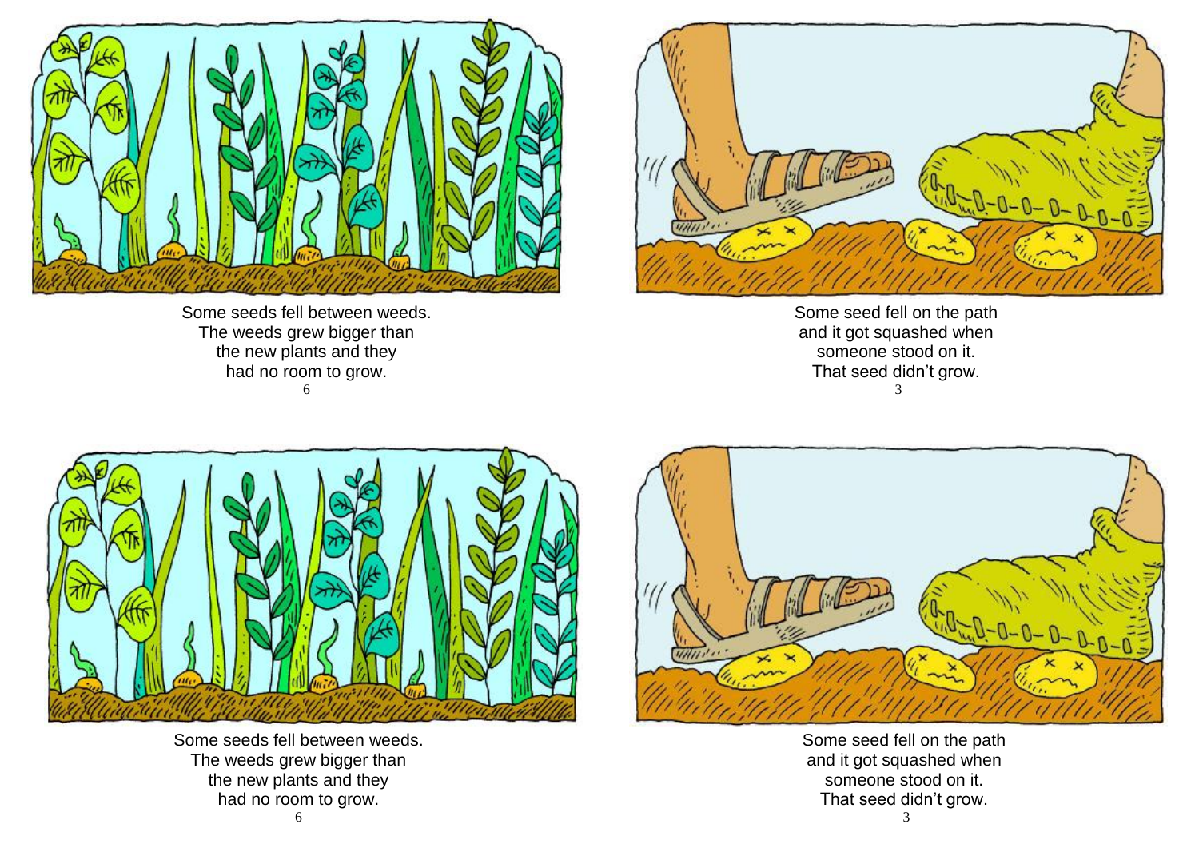Some seeds fell between weeds.
The weeds grew bigger than
the new plants and they
had no room to grow.

Some seed fell on the path
and it got squashed when
someone stood on it.
That seed didn't grow.

Some seeds fell between weeds.
The weeds grew bigger than
the new plants and they
had no room to grow.

Some seed fell on the path
and it got squashed when
someone stood on it.
That seed didn't grow.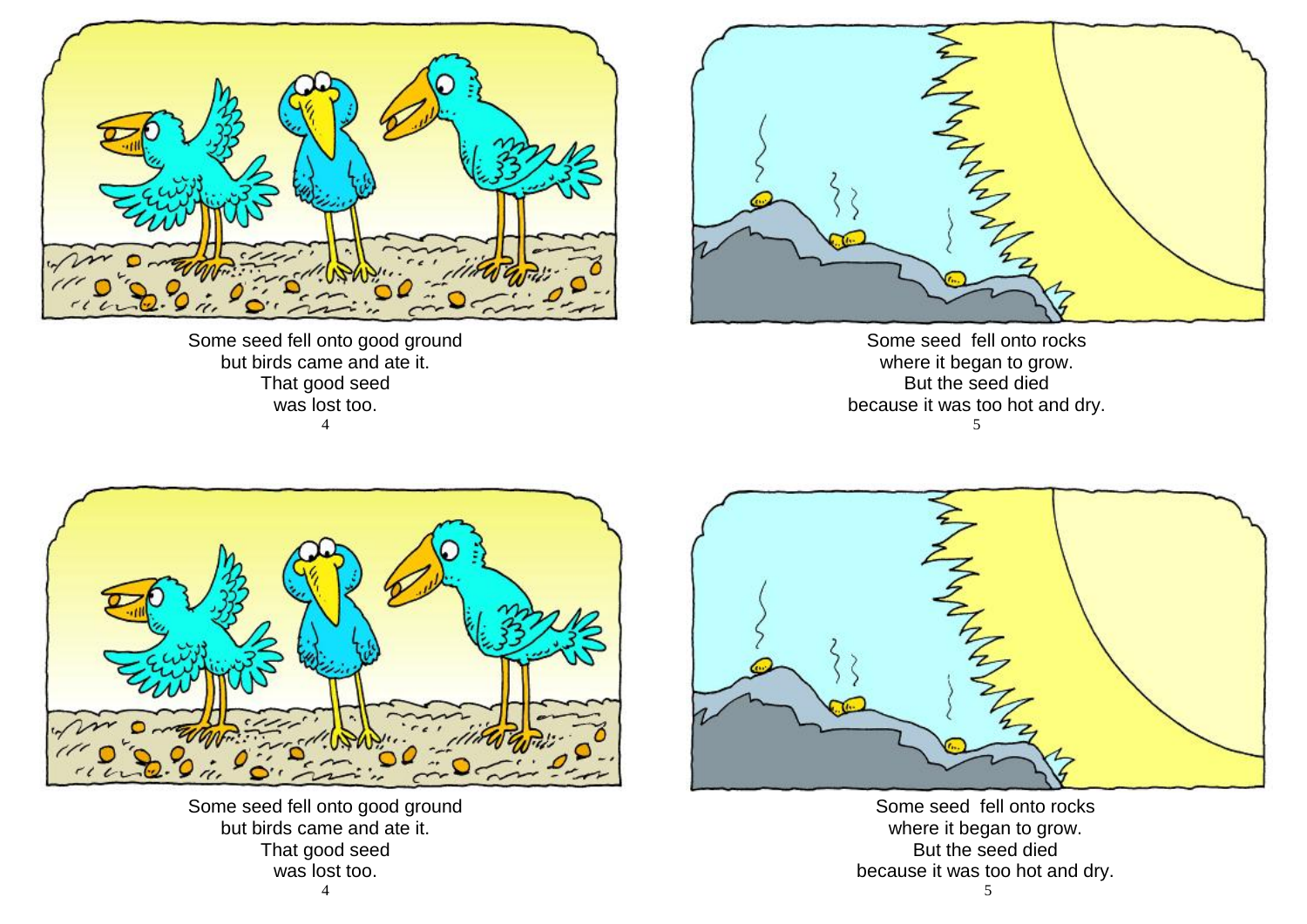Some seed fell onto good ground
but birds came and ate it.
That good seed
was lost too.

Some seed fell onto rocks
where it began to grow.
But the seed died
because it was too hot and dry.

Some seed fell onto good ground
but birds came and ate it.
That good seed
was lost too.

Some seed fell onto rocks
where it began to grow.
But the seed died
because it was too hot and dry.